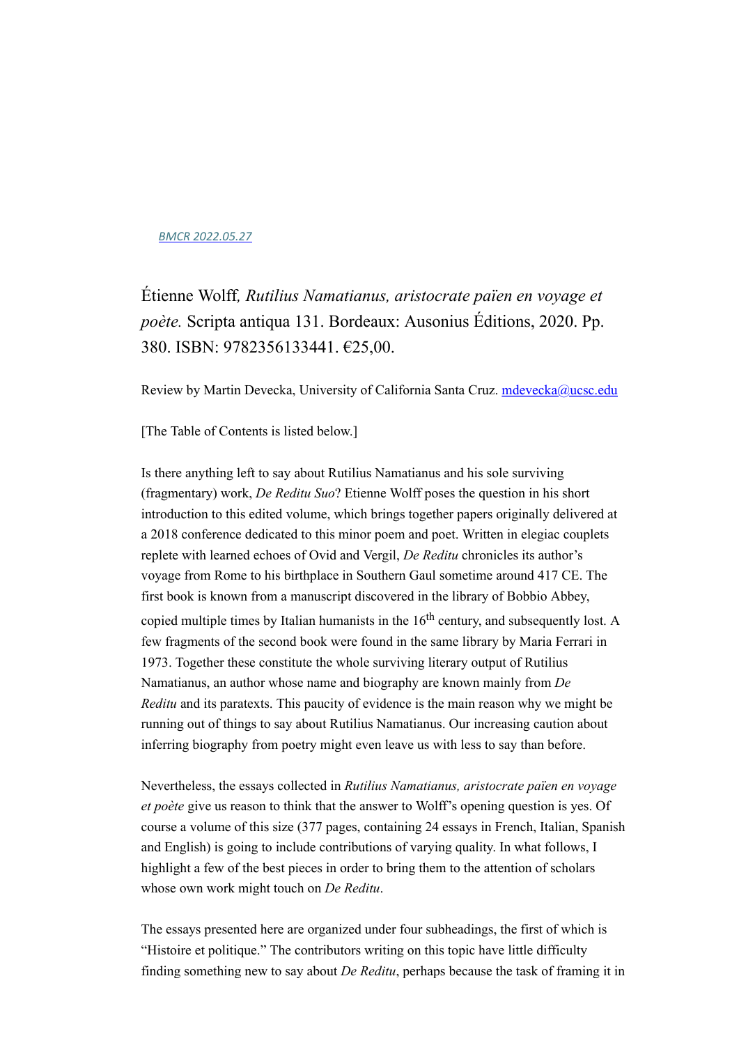BMCR 2022.05.27

Étienne Wolff*, Rutilius Namatianus, aristocrate païen en voyage et poète.* Scripta antiqua 131. Bordeaux: Ausonius Éditions, 2020. Pp. 380. ISBN: 9782356133441. €25,00.

Review by Martin Devecka, University of California Santa Cruz. mdevecka@ucsc.edu

[The Table of Contents is listed below.]

Is there anything left to say about Rutilius Namatianus and his sole surviving (fragmentary) work, *De Reditu Suo*? Etienne Wolff poses the question in his short introduction to this edited volume, which brings together papers originally delivered at a 2018 conference dedicated to this minor poem and poet. Written in elegiac couplets replete with learned echoes of Ovid and Vergil, *De Reditu* chronicles its author's voyage from Rome to his birthplace in Southern Gaul sometime around 417 CE. The first book is known from a manuscript discovered in the library of Bobbio Abbey, copied multiple times by Italian humanists in the 16th century, and subsequently lost. A few fragments of the second book were found in the same library by Maria Ferrari in 1973. Together these constitute the whole surviving literary output of Rutilius Namatianus, an author whose name and biography are known mainly from *De Reditu* and its paratexts. This paucity of evidence is the main reason why we might be running out of things to say about Rutilius Namatianus. Our increasing caution about inferring biography from poetry might even leave us with less to say than before.

Nevertheless, the essays collected in *Rutilius Namatianus, aristocrate païen en voyage et poète* give us reason to think that the answer to Wolff's opening question is yes. Of course a volume of this size (377 pages, containing 24 essays in French, Italian, Spanish and English) is going to include contributions of varying quality. In what follows, I highlight a few of the best pieces in order to bring them to the attention of scholars whose own work might touch on *De Reditu*.

The essays presented here are organized under four subheadings, the first of which is "Histoire et politique." The contributors writing on this topic have little difficulty finding something new to say about *De Reditu*, perhaps because the task of framing it in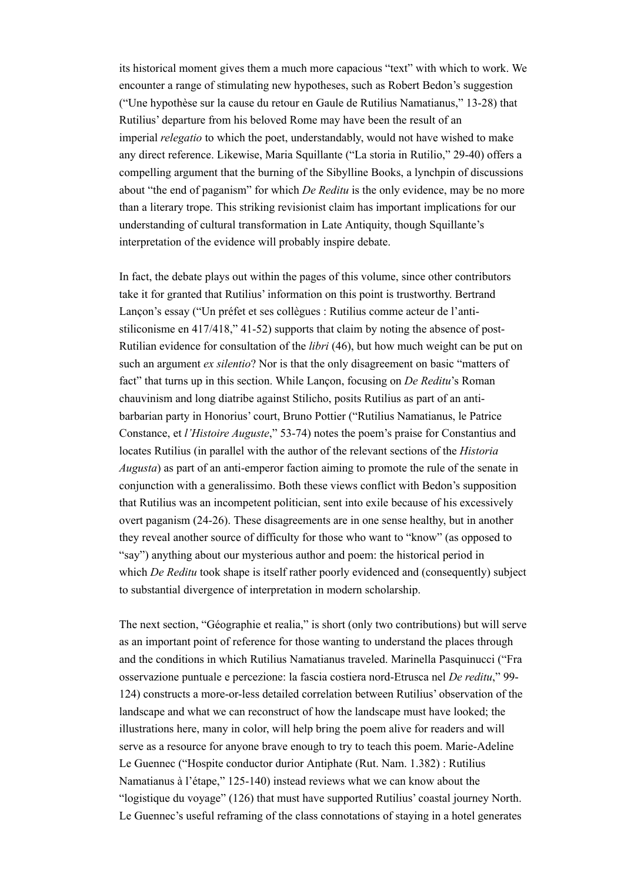its historical moment gives them a much more capacious "text" with which to work. We encounter a range of stimulating new hypotheses, such as Robert Bedon's suggestion ("Une hypothèse sur la cause du retour en Gaule de Rutilius Namatianus," 13-28) that Rutilius' departure from his beloved Rome may have been the result of an imperial *relegatio* to which the poet, understandably, would not have wished to make any direct reference. Likewise, Maria Squillante ("La storia in Rutilio," 29-40) offers a compelling argument that the burning of the Sibylline Books, a lynchpin of discussions about "the end of paganism" for which *De Reditu* is the only evidence, may be no more than a literary trope. This striking revisionist claim has important implications for our understanding of cultural transformation in Late Antiquity, though Squillante's interpretation of the evidence will probably inspire debate.

In fact, the debate plays out within the pages of this volume, since other contributors take it for granted that Rutilius' information on this point is trustworthy. Bertrand Lançon's essay ("Un préfet et ses collègues : Rutilius comme acteur de l'anti-stiliconisme en 417/418," 41-52) supports that claim by noting the absence of post-Rutilian evidence for consultation of the *libri* (46), but how much weight can be put on such an argument *ex silentio*? Nor is that the only disagreement on basic "matters of fact" that turns up in this section. While Lançon, focusing on *De Reditu*'s Roman chauvinism and long diatribe against Stilicho, posits Rutilius as part of an anti-barbarian party in Honorius' court, Bruno Pottier ("Rutilius Namatianus, le Patrice Constance, et *l'Histoire Auguste*," 53-74) notes the poem's praise for Constantius and locates Rutilius (in parallel with the author of the relevant sections of the *Historia Augusta*) as part of an anti-emperor faction aiming to promote the rule of the senate in conjunction with a generalissimo. Both these views conflict with Bedon's supposition that Rutilius was an incompetent politician, sent into exile because of his excessively overt paganism (24-26). These disagreements are in one sense healthy, but in another they reveal another source of difficulty for those who want to "know" (as opposed to "say") anything about our mysterious author and poem: the historical period in which *De Reditu* took shape is itself rather poorly evidenced and (consequently) subject to substantial divergence of interpretation in modern scholarship.

The next section, "Géographie et realia," is short (only two contributions) but will serve as an important point of reference for those wanting to understand the places through and the conditions in which Rutilius Namatianus traveled. Marinella Pasquinucci ("Fra osservazione puntuale e percezione: la fascia costiera nord-Etrusca nel *De reditu*," 99-124) constructs a more-or-less detailed correlation between Rutilius' observation of the landscape and what we can reconstruct of how the landscape must have looked; the illustrations here, many in color, will help bring the poem alive for readers and will serve as a resource for anyone brave enough to try to teach this poem. Marie-Adeline Le Guennec ("Hospite conductor durior Antiphate (Rut. Nam. 1.382) : Rutilius Namatianus à l'étape," 125-140) instead reviews what we can know about the "logistique du voyage" (126) that must have supported Rutilius' coastal journey North. Le Guennec's useful reframing of the class connotations of staying in a hotel generates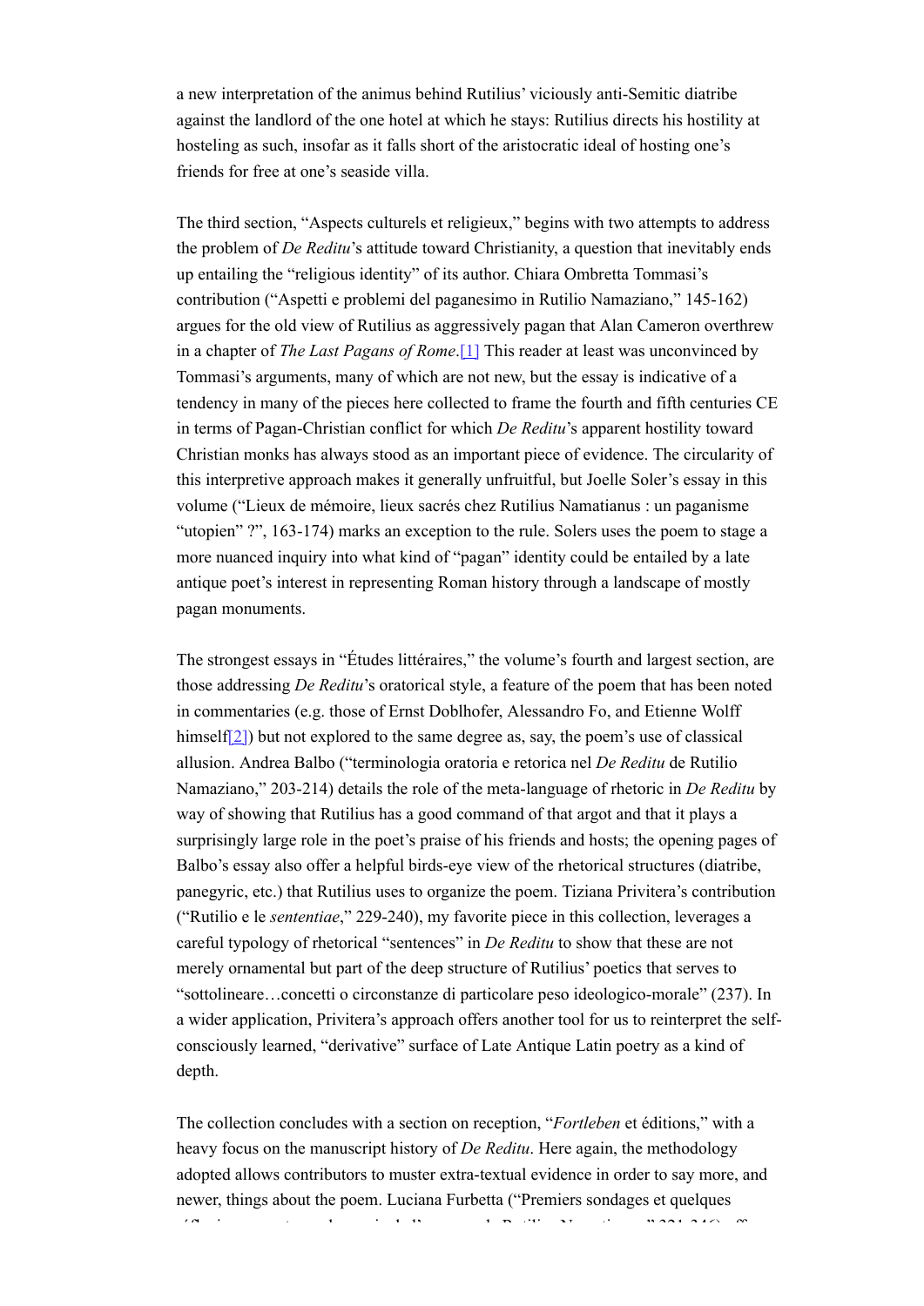a new interpretation of the animus behind Rutilius' viciously anti-Semitic diatribe against the landlord of the one hotel at which he stays: Rutilius directs his hostility at hosteling as such, insofar as it falls short of the aristocratic ideal of hosting one's friends for free at one's seaside villa.

The third section, "Aspects culturels et religieux," begins with two attempts to address the problem of *De Reditu*'s attitude toward Christianity, a question that inevitably ends up entailing the "religious identity" of its author. Chiara Ombretta Tommasi's contribution ("Aspetti e problemi del paganesimo in Rutilio Namaziano," 145-162) argues for the old view of Rutilius as aggressively pagan that Alan Cameron overthrew in a chapter of *The Last Pagans of Rome*.[1] This reader at least was unconvinced by Tommasi's arguments, many of which are not new, but the essay is indicative of a tendency in many of the pieces here collected to frame the fourth and fifth centuries CE in terms of Pagan-Christian conflict for which *De Reditu*'s apparent hostility toward Christian monks has always stood as an important piece of evidence. The circularity of this interpretive approach makes it generally unfruitful, but Joelle Soler's essay in this volume ("Lieux de mémoire, lieux sacrés chez Rutilius Namatianus : un paganisme "utopien" ?", 163-174) marks an exception to the rule. Solers uses the poem to stage a more nuanced inquiry into what kind of "pagan" identity could be entailed by a late antique poet's interest in representing Roman history through a landscape of mostly pagan monuments.

The strongest essays in "Études littéraires," the volume's fourth and largest section, are those addressing *De Reditu*'s oratorical style, a feature of the poem that has been noted in commentaries (e.g. those of Ernst Doblhofer, Alessandro Fo, and Etienne Wolff himself[2]) but not explored to the same degree as, say, the poem's use of classical allusion. Andrea Balbo ("terminologia oratoria e retorica nel *De Reditu* de Rutilio Namaziano," 203-214) details the role of the meta-language of rhetoric in *De Reditu* by way of showing that Rutilius has a good command of that argot and that it plays a surprisingly large role in the poet's praise of his friends and hosts; the opening pages of Balbo's essay also offer a helpful birds-eye view of the rhetorical structures (diatribe, panegyric, etc.) that Rutilius uses to organize the poem. Tiziana Privitera's contribution ("Rutilio e le *sententiae*," 229-240), my favorite piece in this collection, leverages a careful typology of rhetorical "sentences" in *De Reditu* to show that these are not merely ornamental but part of the deep structure of Rutilius' poetics that serves to "sottolineare…concetti o circonstanze di particolare peso ideologico-morale" (237). In a wider application, Privitera's approach offers another tool for us to reinterpret the self-consciously learned, "derivative" surface of Late Antique Latin poetry as a kind of depth.

The collection concludes with a section on reception, "*Fortleben* et éditions," with a heavy focus on the manuscript history of *De Reditu*. Here again, the methodology adopted allows contributors to muster extra-textual evidence in order to say more, and newer, things about the poem. Luciana Furbetta ("Premiers sondages et quelques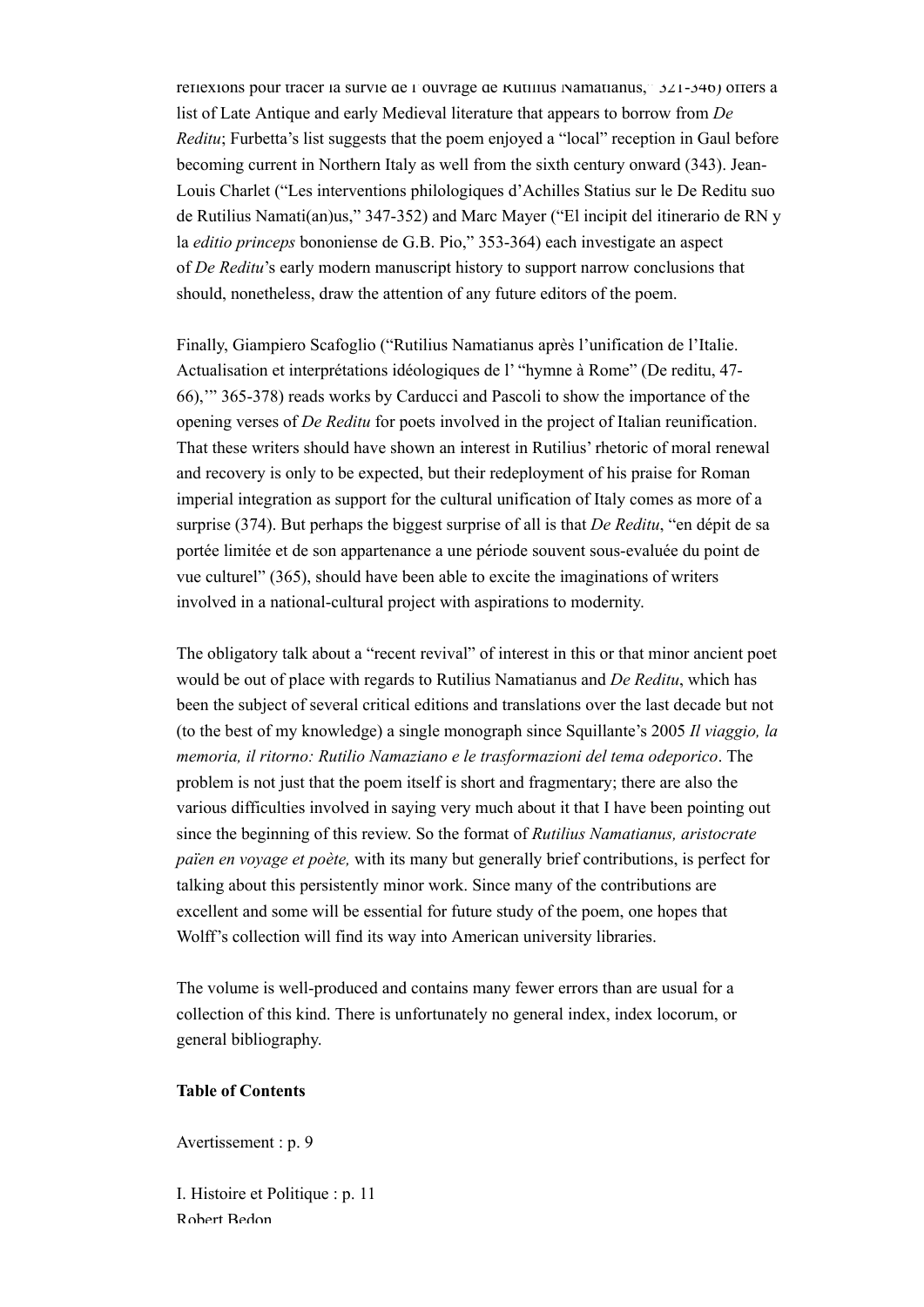réflexions pour tracer la survie de l'ouvrage de Rutilius Namatianus," 321-346) offers a list of Late Antique and early Medieval literature that appears to borrow from *De Reditu*; Furbetta's list suggests that the poem enjoyed a "local" reception in Gaul before becoming current in Northern Italy as well from the sixth century onward (343). Jean-Louis Charlet ("Les interventions philologiques d'Achilles Statius sur le De Reditu suo de Rutilius Namati(an)us," 347-352) and Marc Mayer ("El incipit del itinerario de RN y la *editio princeps* bononiense de G.B. Pio," 353-364) each investigate an aspect of *De Reditu*'s early modern manuscript history to support narrow conclusions that should, nonetheless, draw the attention of any future editors of the poem.

Finally, Giampiero Scafoglio ("Rutilius Namatianus après l'unification de l'Italie. Actualisation et interprétations idéologiques de l' "hymne à Rome" (De reditu, 47-66),'" 365-378) reads works by Carducci and Pascoli to show the importance of the opening verses of *De Reditu* for poets involved in the project of Italian reunification. That these writers should have shown an interest in Rutilius' rhetoric of moral renewal and recovery is only to be expected, but their redeployment of his praise for Roman imperial integration as support for the cultural unification of Italy comes as more of a surprise (374). But perhaps the biggest surprise of all is that *De Reditu*, "en dépit de sa portée limitée et de son appartenance a une période souvent sous-evaluée du point de vue culturel" (365), should have been able to excite the imaginations of writers involved in a national-cultural project with aspirations to modernity.

The obligatory talk about a "recent revival" of interest in this or that minor ancient poet would be out of place with regards to Rutilius Namatianus and *De Reditu*, which has been the subject of several critical editions and translations over the last decade but not (to the best of my knowledge) a single monograph since Squillante's 2005 *Il viaggio, la memoria, il ritorno: Rutilio Namaziano e le trasformazioni del tema odeporico*. The problem is not just that the poem itself is short and fragmentary; there are also the various difficulties involved in saying very much about it that I have been pointing out since the beginning of this review. So the format of *Rutilius Namatianus, aristocrate païen en voyage et poète,* with its many but generally brief contributions, is perfect for talking about this persistently minor work. Since many of the contributions are excellent and some will be essential for future study of the poem, one hopes that Wolff's collection will find its way into American university libraries.

The volume is well-produced and contains many fewer errors than are usual for a collection of this kind. There is unfortunately no general index, index locorum, or general bibliography.

**Table of Contents**

Avertissement : p. 9

I. Histoire et Politique : p. 11
Robert Bedon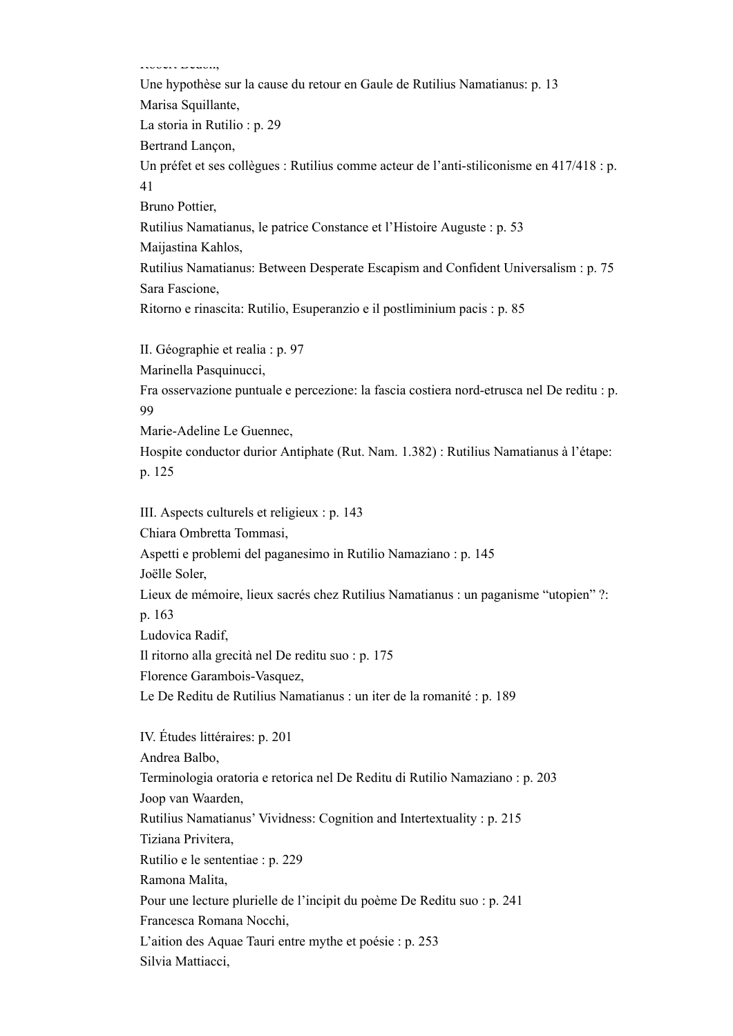Robert Dedon,

Une hypothèse sur la cause du retour en Gaule de Rutilius Namatianus: p. 13

Marisa Squillante,

La storia in Rutilio : p. 29

Bertrand Lançon,

Un préfet et ses collègues : Rutilius comme acteur de l’anti-stiliconisme en 417/418 : p. 41

Bruno Pottier,

Rutilius Namatianus, le patrice Constance et l’Histoire Auguste : p. 53

Maijastina Kahlos,

Rutilius Namatianus: Between Desperate Escapism and Confident Universalism : p. 75

Sara Fascione,

Ritorno e rinascita: Rutilio, Esuperanzio e il postliminium pacis : p. 85

## II. Géographie et realia : p. 97

Marinella Pasquinucci,

Fra osservazione puntuale e percezione: la fascia costiera nord-etrusca nel De reditu : p. 99

Marie-Adeline Le Guennec,

Hospite conductor durior Antiphate (Rut. Nam. 1.382) : Rutilius Namatianus à l’étape: p. 125

## III. Aspects culturels et religieux : p. 143

Chiara Ombretta Tommasi,

Aspetti e problemi del paganesimo in Rutilio Namaziano : p. 145

Joëlle Soler,

Lieux de mémoire, lieux sacrés chez Rutilius Namatianus : un paganisme “utopien” ?: p. 163

Ludovica Radif,

Il ritorno alla grecità nel De reditu suo : p. 175

Florence Garambois-Vasquez,

Le De Reditu de Rutilius Namatianus : un iter de la romanité : p. 189

## IV. Études littéraires: p. 201

Andrea Balbo,

Terminologia oratoria e retorica nel De Reditu di Rutilio Namaziano : p. 203

Joop van Waarden,

Rutilius Namatianus’ Vividness: Cognition and Intertextuality : p. 215

Tiziana Privitera,

Rutilio e le sententiae : p. 229

Ramona Malita,

Pour une lecture plurielle de l’incipit du poème De Reditu suo : p. 241

Francesca Romana Nocchi,

L’aition des Aquae Tauri entre mythe et poésie : p. 253

Silvia Mattiacci,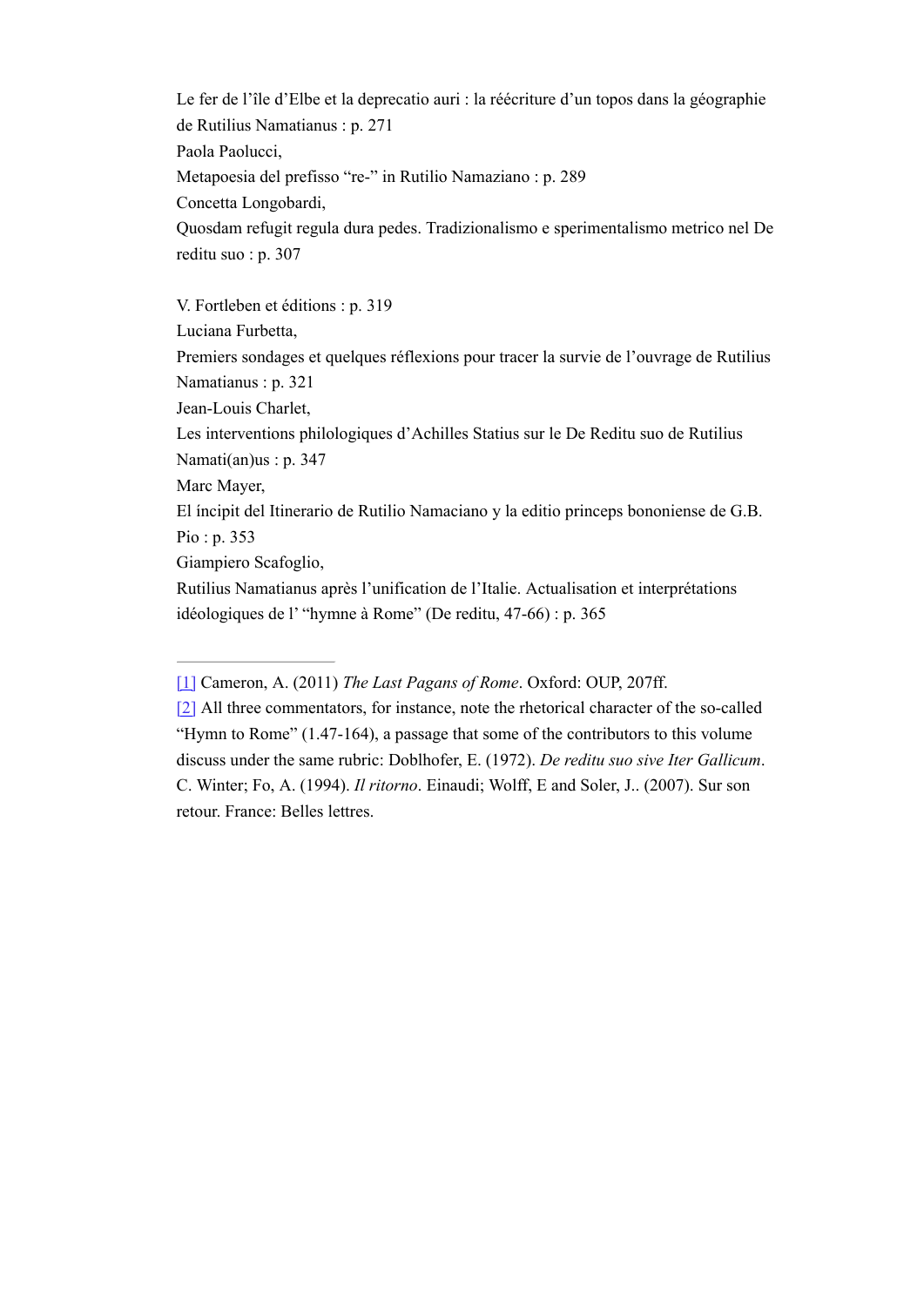Le fer de l’île d’Elbe et la deprecatio auri : la réécriture d’un topos dans la géographie de Rutilius Namatianus : p. 271

Paola Paolucci,

Metapoesia del prefisso “re-” in Rutilio Namaziano : p. 289

Concetta Longobardi,

Quosdam refugit regula dura pedes. Tradizionalismo e sperimentalismo metrico nel De reditu suo : p. 307

V. Fortleben et éditions : p. 319

Luciana Furbetta,

Premiers sondages et quelques réflexions pour tracer la survie de l’ouvrage de Rutilius Namatianus : p. 321

Jean-Louis Charlet,

Les interventions philologiques d’Achilles Statius sur le De Reditu suo de Rutilius Namati(an)us : p. 347

Marc Mayer,

El íncipit del Itinerario de Rutilio Namaciano y la editio princeps bononiense de G.B. Pio : p. 353

Giampiero Scafoglio,

Rutilius Namatianus après l’unification de l’Italie. Actualisation et interprétations idéologiques de l’ “hymne à Rome” (De reditu, 47-66) : p. 365

---

[1] Cameron, A. (2011) *The Last Pagans of Rome*. Oxford: OUP, 207ff.

[2] All three commentators, for instance, note the rhetorical character of the so-called “Hymn to Rome” (1.47-164), a passage that some of the contributors to this volume discuss under the same rubric: Doblhofer, E. (1972). *De reditu suo sive Iter Gallicum*. C. Winter; Fo, A. (1994). *Il ritorno*. Einaudi; Wolff, E and Soler, J.. (2007). Sur son retour. France: Belles lettres.